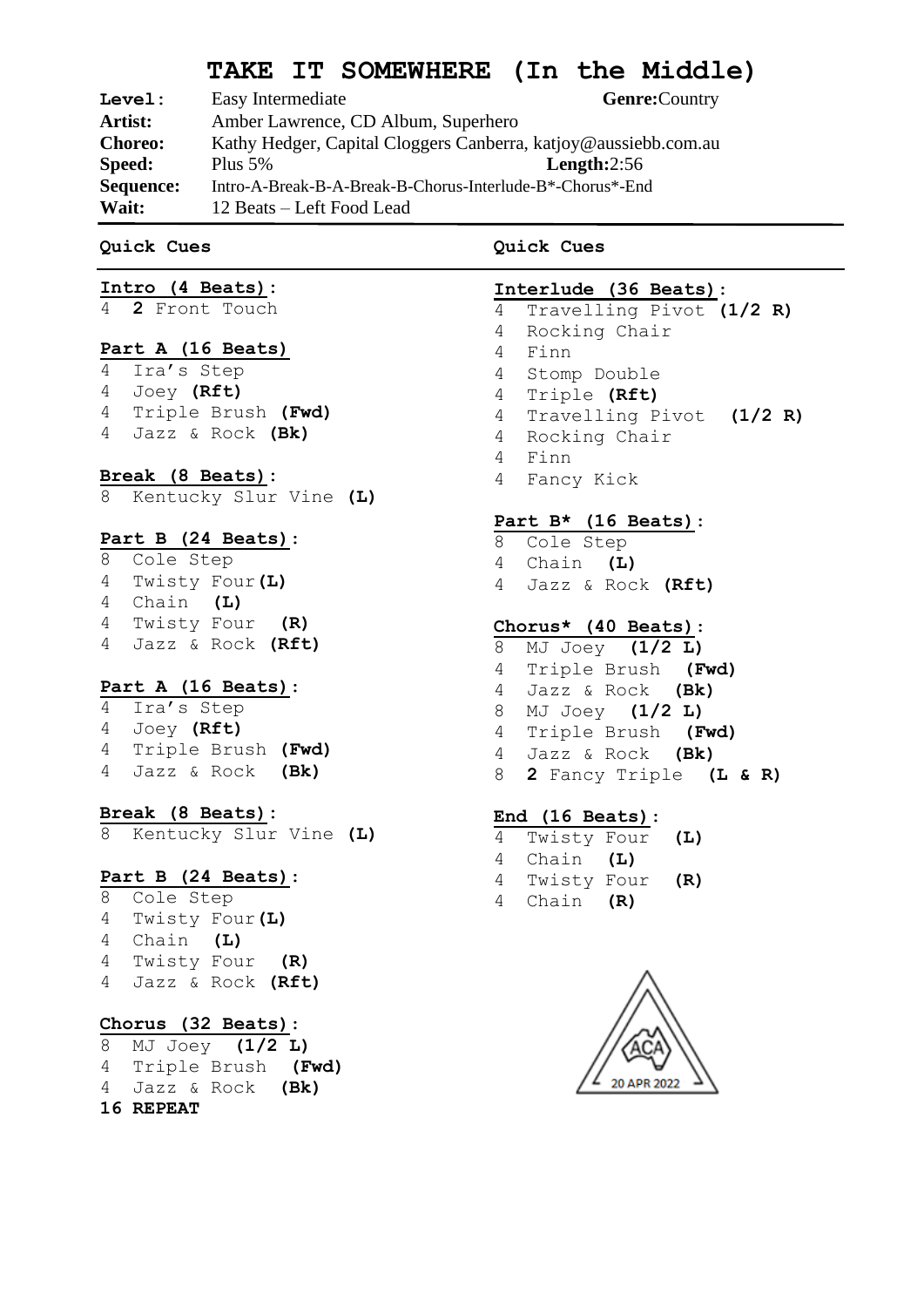# TAKE IT SOMEWHERE (In the Middle)

**Level:** Easy Intermediate **Genre:** Country
**Artist:** Amber Lawrence, CD Album, Superhero
**Choreo:** Kathy Hedger, Capital Cloggers Canberra, katjoy@aussiebb.com.au
**Speed:** Plus 5% **Length:** 2:56
**Sequence:** Intro-A-Break-B-A-Break-B-Chorus-Interlude-B*-Chorus*-End
**Wait:** 12 Beats – Left Food Lead

**Quick Cues**

**Intro (4 Beats):**
4 **2** Front Touch

**Part A (16 Beats)**
4 Ira's Step
4 Joey **(Rft)**
4 Triple Brush **(Fwd)**
4 Jazz & Rock **(Bk)**

**Break (8 Beats):**
8 Kentucky Slur Vine **(L)**

**Part B (24 Beats):**
8 Cole Step
4 Twisty Four **(L)**
4 Chain **(L)**
4 Twisty Four **(R)**
4 Jazz & Rock **(Rft)**

**Part A (16 Beats):**
4 Ira's Step
4 Joey **(Rft)**
4 Triple Brush **(Fwd)**
4 Jazz & Rock **(Bk)**

**Break (8 Beats):**
8 Kentucky Slur Vine **(L)**

**Part B (24 Beats):**
8 Cole Step
4 Twisty Four **(L)**
4 Chain **(L)**
4 Twisty Four **(R)**
4 Jazz & Rock **(Rft)**

**Chorus (32 Beats):**
8 MJ Joey **(1/2 L)**
4 Triple Brush **(Fwd)**
4 Jazz & Rock **(Bk)**
**16 REPEAT**

**Quick Cues**

**Interlude (36 Beats):**
4 Travelling Pivot **(1/2 R)**
4 Rocking Chair
4 Finn
4 Stomp Double
4 Triple **(Rft)**
4 Travelling Pivot **(1/2 R)**
4 Rocking Chair
4 Finn
4 Fancy Kick

**Part B* (16 Beats):**
8 Cole Step
4 Chain **(L)**
4 Jazz & Rock **(Rft)**

**Chorus* (40 Beats):**
8 MJ Joey **(1/2 L)**
4 Triple Brush **(Fwd)**
4 Jazz & Rock **(Bk)**
8 MJ Joey **(1/2 L)**
4 Triple Brush **(Fwd)**
4 Jazz & Rock **(Bk)**
8 **2** Fancy Triple **(L & R)**

**End (16 Beats):**
4 Twisty Four **(L)**
4 Chain **(L)**
4 Twisty Four **(R)**
4 Chain **(R)**

ACA 20 APR 2022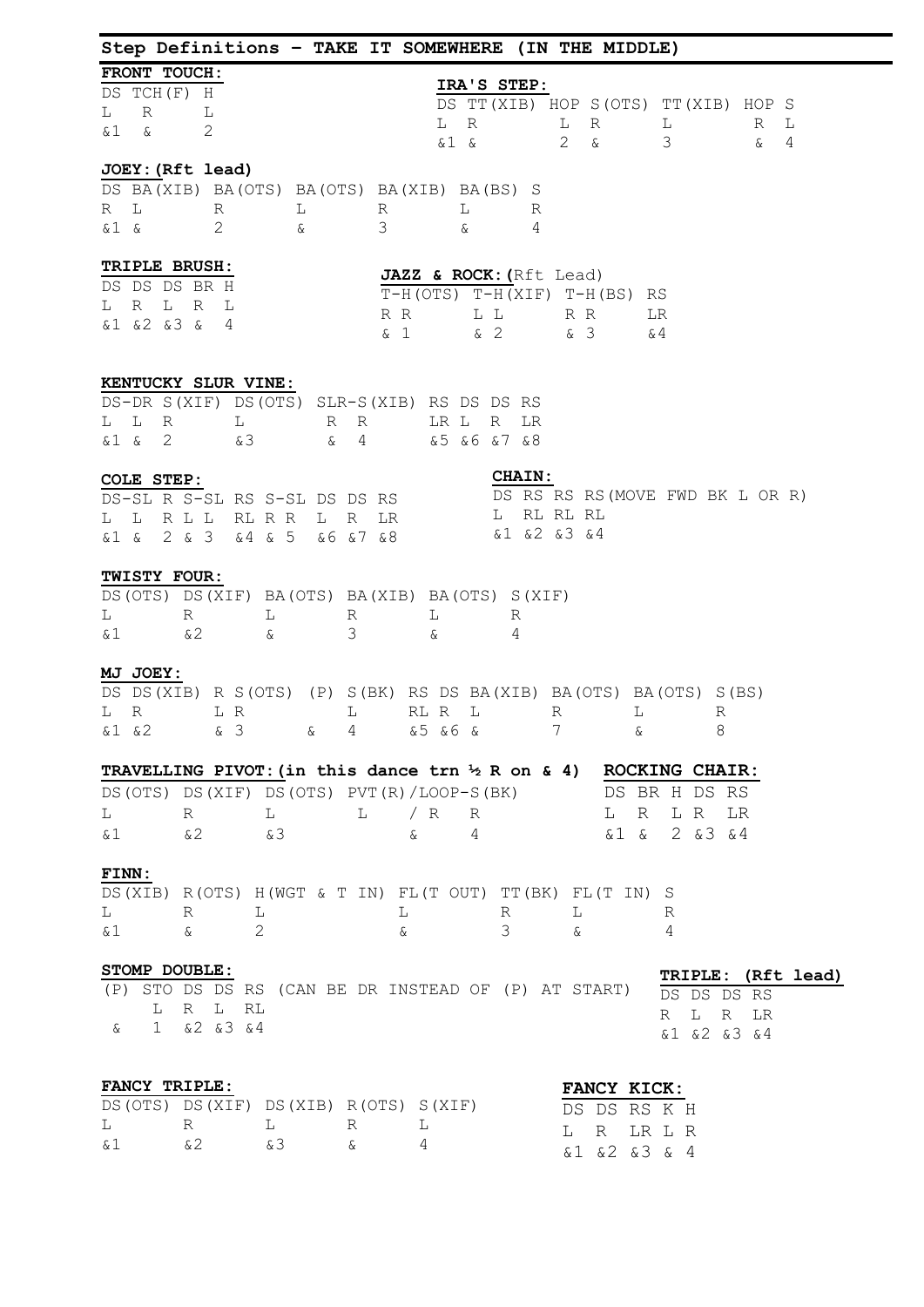## Step Definitions – TAKE IT SOMEWHERE (IN THE MIDDLE)

**FRONT TOUCH:**

```
DS TCH(F) H
L  R      L
&1 &      2
```

**IRA'S STEP:**

```
DS TT(XIB) HOP S(OTS) TT(XIB) HOP S
L  R       L   R      L       R   L
&1 &       2   &      3       &   4
```

**JOEY: (Rft lead)**

```
DS BA(XIB) BA(OTS) BA(OTS) BA(XIB) BA(BS) S
R  L       R       L       R       L      R
&1 &       2       &       3       &      4
```

**TRIPLE BRUSH:**

```
DS DS DS BR H
L  R  L  R  L
&1 &2 &3 &  4
```

**JAZZ & ROCK: (Rft Lead)**

```
T-H(OTS) T-H(XIF) T-H(BS) RS
R R      L L      R R     LR
& 1      & 2      & 3     &4
```

**KENTUCKY SLUR VINE:**

```
DS-DR S(XIF) DS(OTS) SLR-S(XIB) RS DS DS RS
L  L  R      L       R   R      LR L  R  LR
&1 &  2      &3      &   4      &5 &6 &7 &8
```

**COLE STEP:**

```
DS-SL R S-SL RS S-SL DS DS RS
L  L  R L L  RL R R  L  R  LR
&1 &  2 & 3  &4 & 5  &6 &7 &8
```

**CHAIN:**

```
DS RS RS RS(MOVE FWD BK L OR R)
L  RL RL RL
&1 &2 &3 &4
```

**TWISTY FOUR:**

```
DS(OTS) DS(XIF) BA(OTS) BA(XIB) BA(OTS) S(XIF)
L       R       L       R       L       R
&1      &2      &       3       &       4
```

**MJ JOEY:**

```
DS DS(XIB) R S(OTS) (P) S(BK) RS DS BA(XIB) BA(OTS) BA(OTS) S(BS)
L  R       L R          L     RL R  L       R       L       R
&1 &2      & 3      &   4     &5 &6 &       7       &       8
```

**TRAVELLING PIVOT: (in this dance trn ½ R on & 4)**

```
DS(OTS) DS(XIF) DS(OTS) PVT(R)/LOOP-S(BK)
L       R       L       L    / R    R
&1      &2      &3           &      4
```

**ROCKING CHAIR:**

```
DS BR H DS RS
L  R  L R  LR
&1 &  2 &3 &4
```

**FINN:**

```
DS(XIB) R(OTS) H(WGT & T IN) FL(T OUT) TT(BK) FL(T IN) S
L       R      L             L         R      L        R
&1      &      2             &         3      &        4
```

**STOMP DOUBLE:**

```
(P) STO DS DS RS (CAN BE DR INSTEAD OF (P) AT START)
    L   R  L  RL
&   1   &2 &3 &4
```

**TRIPLE: (Rft lead)**

```
DS DS DS RS
R  L  R  LR
&1 &2 &3 &4
```

**FANCY TRIPLE:**

```
DS(OTS) DS(XIF) DS(XIB) R(OTS) S(XIF)
L       R       L       R      L
&1      &2      &3      &      4
```

**FANCY KICK:**

```
DS DS RS K H
L  R  LR L R
&1 &2 &3 & 4
```